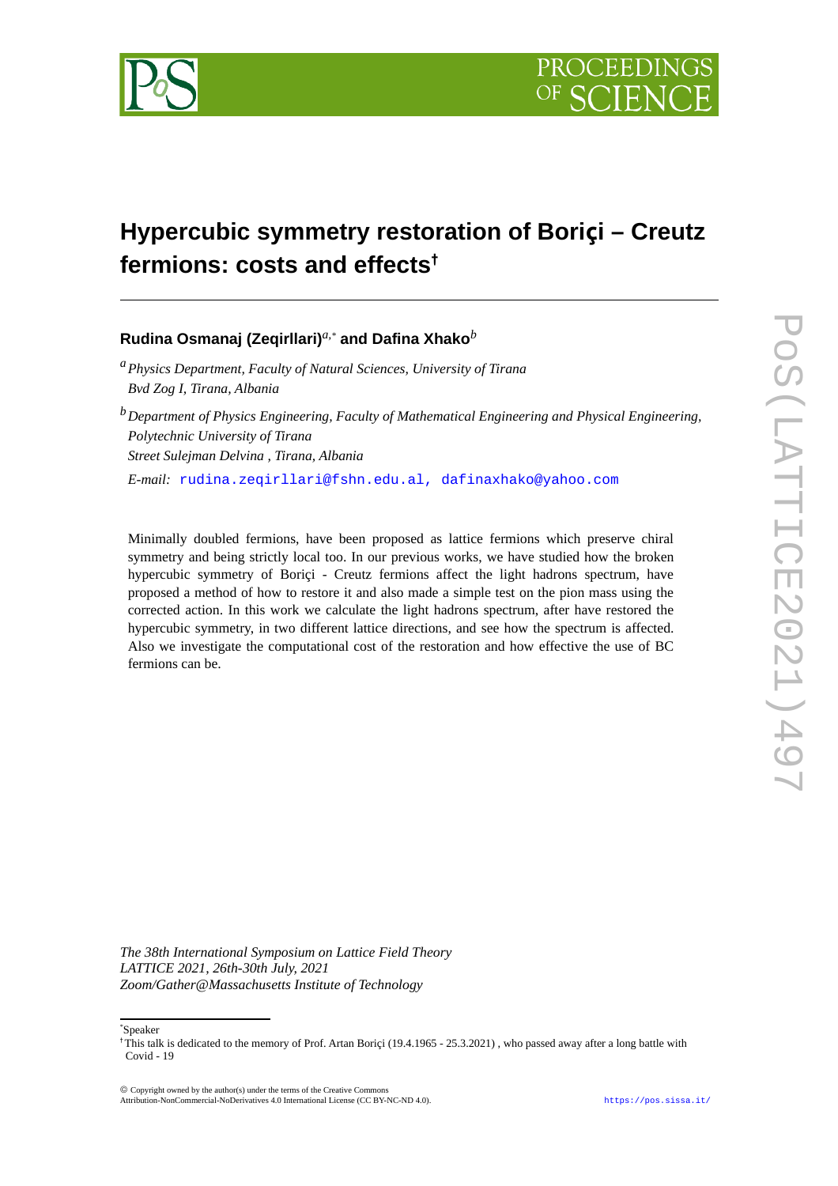# Hypercubic symmetry restoration of Boriçi – Creutz fermions: costs and effects[†]

**Rudina Osmanaj (Zeqirllari)**[a,*] **and Dafina Xhako**[b]

[a] *Physics Department, Faculty of Natural Sciences, University of Tirana*
*Bvd Zog I, Tirana, Albania*

[b] *Department of Physics Engineering, Faculty of Mathematical Engineering and Physical Engineering, Polytechnic University of Tirana*
*Street Sulejman Delvina , Tirana, Albania*

*E-mail:* rudina.zeqirllari@fshn.edu.al, dafinaxhako@yahoo.com

Minimally doubled fermions, have been proposed as lattice fermions which preserve chiral symmetry and being strictly local too. In our previous works, we have studied how the broken hypercubic symmetry of Boriçi - Creutz fermions affect the light hadrons spectrum, have proposed a method of how to restore it and also made a simple test on the pion mass using the corrected action. In this work we calculate the light hadrons spectrum, after have restored the hypercubic symmetry, in two different lattice directions, and see how the spectrum is affected. Also we investigate the computational cost of the restoration and how effective the use of BC fermions can be.

*The 38th International Symposium on Lattice Field Theory*
*LATTICE 2021, 26th-30th July, 2021*
*Zoom/Gather@Massachusetts Institute of Technology*

---

[*] Speaker

[†] This talk is dedicated to the memory of Prof. Artan Boriçi (19.4.1965 - 25.3.2021) , who passed away after a long battle with Covid - 19

© Copyright owned by the author(s) under the terms of the Creative Commons Attribution-NonCommercial-NoDerivatives 4.0 International License (CC BY-NC-ND 4.0).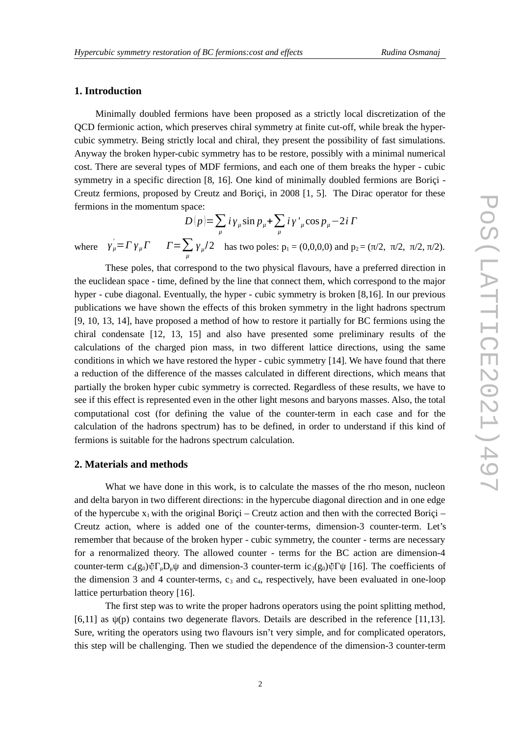## 1. Introduction

Minimally doubled fermions have been proposed as a strictly local discretization of the QCD fermionic action, which preserves chiral symmetry at finite cut-off, while break the hyper-cubic symmetry. Being strictly local and chiral, they present the possibility of fast simulations. Anyway the broken hyper-cubic symmetry has to be restore, possibly with a minimal numerical cost. There are several types of MDF fermions, and each one of them breaks the hyper - cubic symmetry in a specific direction [8, 16]. One kind of minimally doubled fermions are Boriçi - Creutz fermions, proposed by Creutz and Boriçi, in 2008 [1, 5]. The Dirac operator for these fermions in the momentum space:

$$D(p)=\sum_{\mu} i\gamma_{\mu}\sin p_{\mu}+\sum_{\mu} i\gamma'_{\mu}\cos p_{\mu}-2i\Gamma$$

where $\gamma'_{\mu}=\Gamma\gamma_{\mu}\Gamma$ $\quad \Gamma=\sum_{\mu}\gamma_{\mu}/2$ has two poles: $p_1 = (0,0,0,0)$ and $p_2 = (\pi/2, \pi/2, \pi/2, \pi/2)$.

These poles, that correspond to the two physical flavours, have a preferred direction in the euclidean space - time, defined by the line that connect them, which correspond to the major hyper - cube diagonal. Eventually, the hyper - cubic symmetry is broken [8,16]. In our previous publications we have shown the effects of this broken symmetry in the light hadrons spectrum [9, 10, 13, 14], have proposed a method of how to restore it partially for BC fermions using the chiral condensate [12, 13, 15] and also have presented some preliminary results of the calculations of the charged pion mass, in two different lattice directions, using the same conditions in which we have restored the hyper - cubic symmetry [14]. We have found that there a reduction of the difference of the masses calculated in different directions, which means that partially the broken hyper cubic symmetry is corrected. Regardless of these results, we have to see if this effect is represented even in the other light mesons and baryons masses. Also, the total computational cost (for defining the value of the counter-term in each case and for the calculation of the hadrons spectrum) has to be defined, in order to understand if this kind of fermions is suitable for the hadrons spectrum calculation.

## 2. Materials and methods

What we have done in this work, is to calculate the masses of the rho meson, nucleon and delta baryon in two different directions: in the hypercube diagonal direction and in one edge of the hypercube $x_1$ with the original Boriçi – Creutz action and then with the corrected Boriçi – Creutz action, where is added one of the counter-terms, dimension-3 counter-term. Let's remember that because of the broken hyper - cubic symmetry, the counter - terms are necessary for a renormalized theory. The allowed counter - terms for the BC action are dimension-4 counter-term $c_4(g_0)\bar{\psi}\Gamma_{\mu}D_{\mu}\psi$ and dimension-3 counter-term $ic_3(g_0)\bar{\psi}\Gamma\psi$ [16]. The coefficients of the dimension 3 and 4 counter-terms, $c_3$ and $c_4$, respectively, have been evaluated in one-loop lattice perturbation theory [16].

The first step was to write the proper hadrons operators using the point splitting method, [6,11] as $\psi(p)$ contains two degenerate flavors. Details are described in the reference [11,13]. Sure, writing the operators using two flavours isn't very simple, and for complicated operators, this step will be challenging. Then we studied the dependence of the dimension-3 counter-term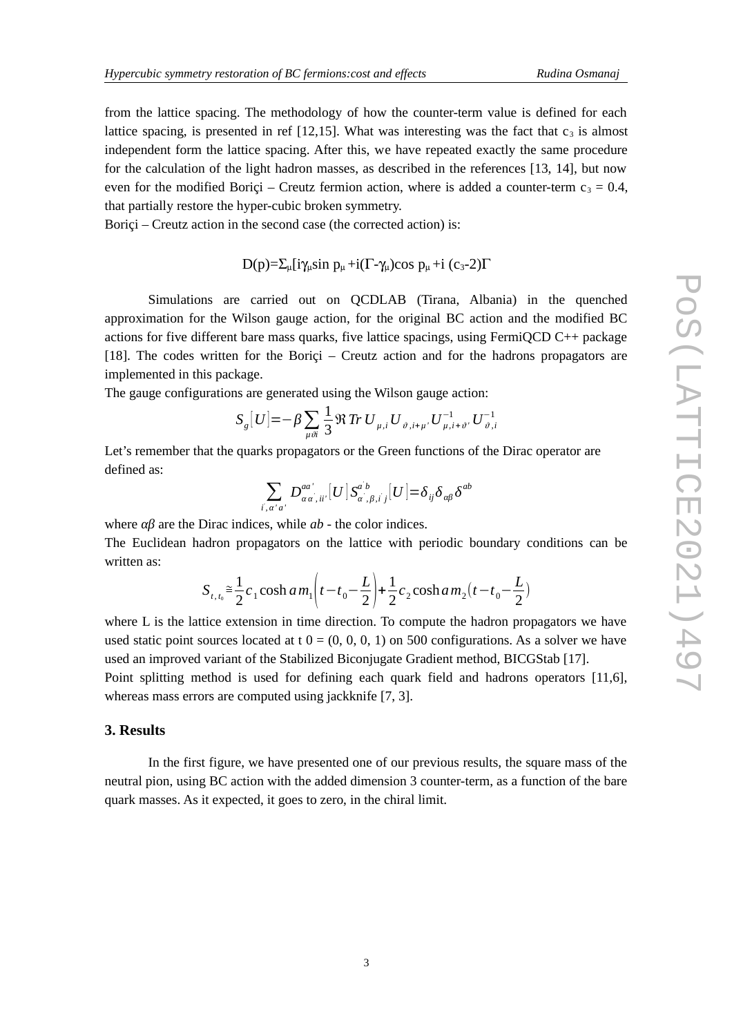from the lattice spacing. The methodology of how the counter-term value is defined for each lattice spacing, is presented in ref [12,15]. What was interesting was the fact that $c_3$ is almost independent form the lattice spacing. After this, we have repeated exactly the same procedure for the calculation of the light hadron masses, as described in the references [13, 14], but now even for the modified Boriçi – Creutz fermion action, where is added a counter-term $c_3 = 0.4$, that partially restore the hyper-cubic broken symmetry.

Boriçi – Creutz action in the second case (the corrected action) is:

$$D(p)=\Sigma_{\mu}[i\gamma_{\mu}\sin p_{\mu} + i(\Gamma-\gamma_{\mu})\cos p_{\mu} + i\,(c_3-2)\Gamma$$

Simulations are carried out on QCDLAB (Tirana, Albania) in the quenched approximation for the Wilson gauge action, for the original BC action and the modified BC actions for five different bare mass quarks, five lattice spacings, using FermiQCD C++ package [18]. The codes written for the Boriçi – Creutz action and for the hadrons propagators are implemented in this package.

The gauge configurations are generated using the Wilson gauge action:

$$S_g[U]=-\beta\sum_{\mu\vartheta i}\frac{1}{3}\Re\, Tr\, U_{\mu,i}U_{\vartheta,i+\mu'}U^{-1}_{\mu,i+\vartheta'}U^{-1}_{\vartheta,i}$$

Let's remember that the quarks propagators or the Green functions of the Dirac operator are defined as:

$$\sum_{i',\alpha' a'} D^{aa'}_{\alpha\alpha',ii'}[U]\,S^{a'b}_{\alpha',\beta,i'j}[U]=\delta_{ij}\delta_{\alpha\beta}\delta^{ab}$$

where *αβ* are the Dirac indices, while *ab* - the color indices.

The Euclidean hadron propagators on the lattice with periodic boundary conditions can be written as:

$$S_{t,t_0}\cong\frac{1}{2}c_1\cosh a m_1\left(t-t_0-\frac{L}{2}\right)+\frac{1}{2}c_2\cosh a m_2\left(t-t_0-\frac{L}{2}\right)$$

where L is the lattice extension in time direction. To compute the hadron propagators we have used static point sources located at t 0 = (0, 0, 0, 1) on 500 configurations. As a solver we have used an improved variant of the Stabilized Biconjugate Gradient method, BICGStab [17].

Point splitting method is used for defining each quark field and hadrons operators [11,6], whereas mass errors are computed using jackknife [7, 3].

## 3. Results

In the first figure, we have presented one of our previous results, the square mass of the neutral pion, using BC action with the added dimension 3 counter-term, as a function of the bare quark masses. As it expected, it goes to zero, in the chiral limit.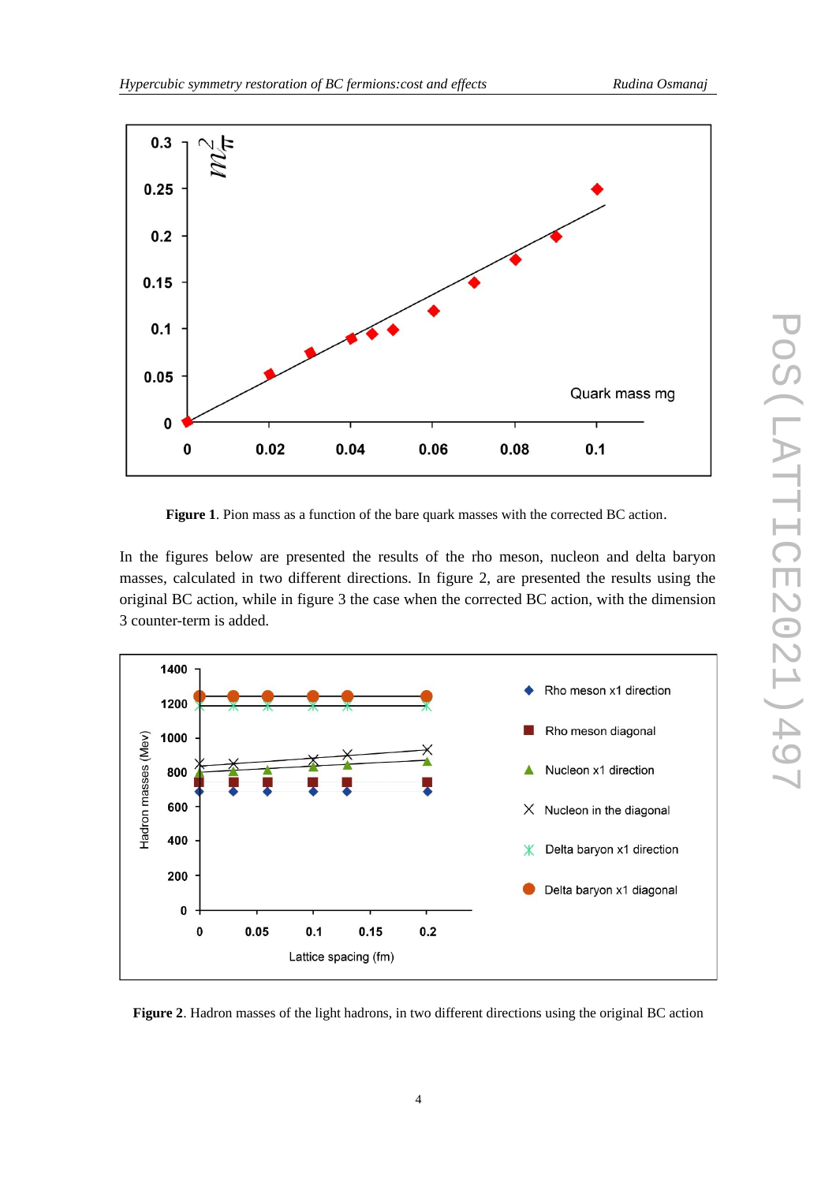**Figure 1**. Pion mass as a function of the bare quark masses with the corrected BC action.

In the figures below are presented the results of the rho meson, nucleon and delta baryon masses, calculated in two different directions. In figure 2, are presented the results using the original BC action, while in figure 3 the case when the corrected BC action, with the dimension 3 counter-term is added.

**Figure 2**. Hadron masses of the light hadrons, in two different directions using the original BC action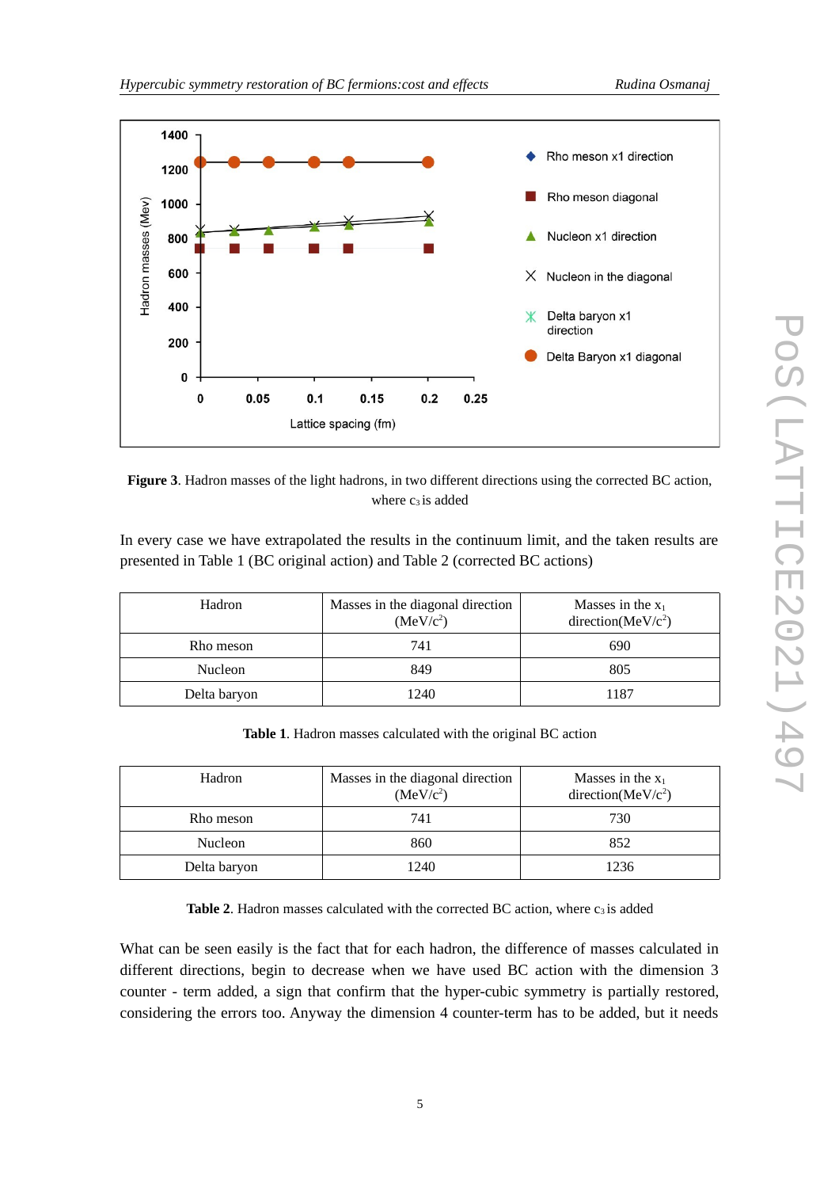**Figure 3**. Hadron masses of the light hadrons, in two different directions using the corrected BC action, where $c_3$ is added

In every case we have extrapolated the results in the continuum limit, and the taken results are presented in Table 1 (BC original action) and Table 2 (corrected BC actions)

| Hadron | Masses in the diagonal direction (MeV/$c^2$) | Masses in the $x_1$ direction(MeV/$c^2$) |
|---|---|---|
| Rho meson | 741 | 690 |
| Nucleon | 849 | 805 |
| Delta baryon | 1240 | 1187 |

**Table 1**. Hadron masses calculated with the original BC action

| Hadron | Masses in the diagonal direction (MeV/$c^2$) | Masses in the $x_1$ direction(MeV/$c^2$) |
|---|---|---|
| Rho meson | 741 | 730 |
| Nucleon | 860 | 852 |
| Delta baryon | 1240 | 1236 |

**Table 2**. Hadron masses calculated with the corrected BC action, where $c_3$ is added

What can be seen easily is the fact that for each hadron, the difference of masses calculated in different directions, begin to decrease when we have used BC action with the dimension 3 counter - term added, a sign that confirm that the hyper-cubic symmetry is partially restored, considering the errors too. Anyway the dimension 4 counter-term has to be added, but it needs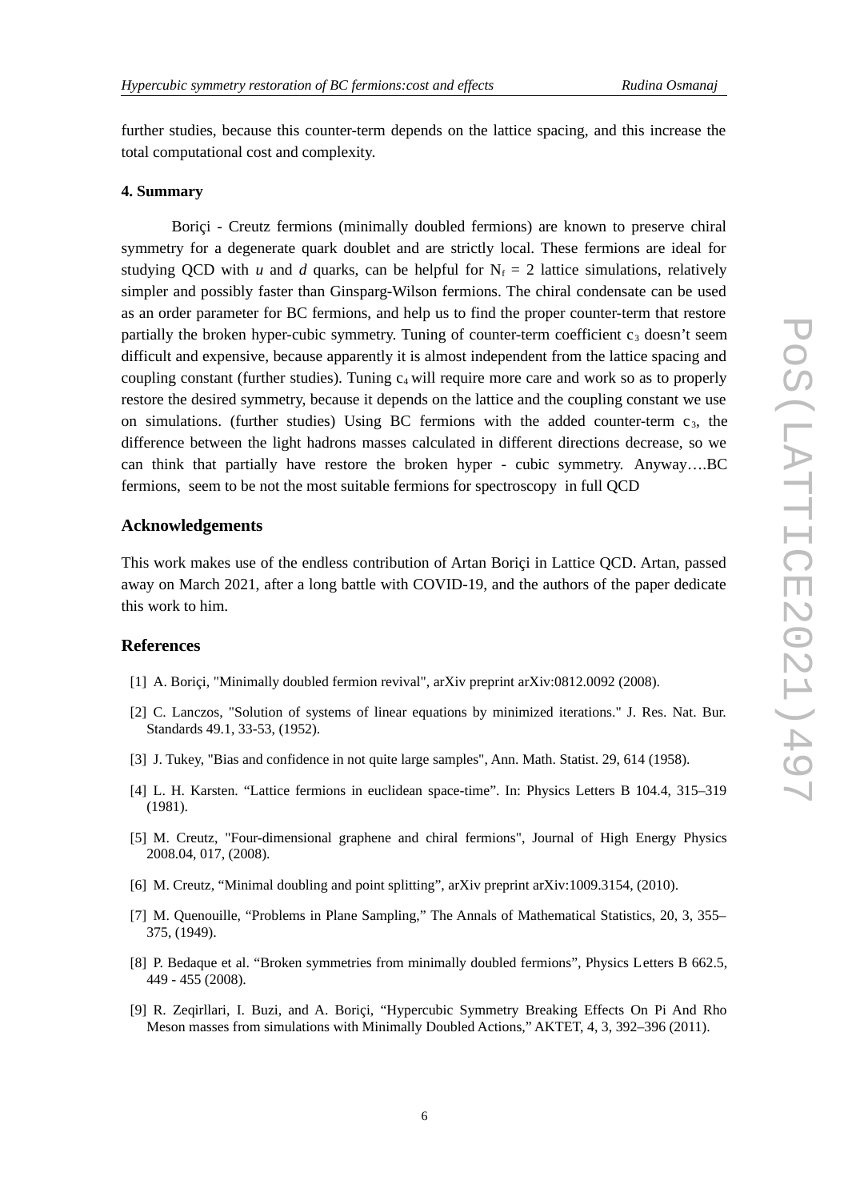further studies, because this counter-term depends on the lattice spacing, and this increase the total computational cost and complexity.

### 4. Summary

Boriçi - Creutz fermions (minimally doubled fermions) are known to preserve chiral symmetry for a degenerate quark doublet and are strictly local. These fermions are ideal for studying QCD with *u* and *d* quarks, can be helpful for $N_f = 2$ lattice simulations, relatively simpler and possibly faster than Ginsparg-Wilson fermions. The chiral condensate can be used as an order parameter for BC fermions, and help us to find the proper counter-term that restore partially the broken hyper-cubic symmetry. Tuning of counter-term coefficient $c_3$ doesn't seem difficult and expensive, because apparently it is almost independent from the lattice spacing and coupling constant (further studies). Tuning $c_4$ will require more care and work so as to properly restore the desired symmetry, because it depends on the lattice and the coupling constant we use on simulations. (further studies) Using BC fermions with the added counter-term $c_3$, the difference between the light hadrons masses calculated in different directions decrease, so we can think that partially have restore the broken hyper - cubic symmetry. Anyway….BC fermions, seem to be not the most suitable fermions for spectroscopy in full QCD

## Acknowledgements

This work makes use of the endless contribution of Artan Boriçi in Lattice QCD. Artan, passed away on March 2021, after a long battle with COVID-19, and the authors of the paper dedicate this work to him.

## References

[1] A. Boriçi, "Minimally doubled fermion revival", arXiv preprint arXiv:0812.0092 (2008).

[2] C. Lanczos, "Solution of systems of linear equations by minimized iterations." J. Res. Nat. Bur. Standards 49.1, 33-53, (1952).

[3] J. Tukey, "Bias and confidence in not quite large samples", Ann. Math. Statist. 29, 614 (1958).

[4] L. H. Karsten. "Lattice fermions in euclidean space-time". In: Physics Letters B 104.4, 315–319 (1981).

[5] M. Creutz, "Four-dimensional graphene and chiral fermions", Journal of High Energy Physics 2008.04, 017, (2008).

[6] M. Creutz, "Minimal doubling and point splitting", arXiv preprint arXiv:1009.3154, (2010).

[7] M. Quenouille, "Problems in Plane Sampling," The Annals of Mathematical Statistics, 20, 3, 355–375, (1949).

[8] P. Bedaque et al. "Broken symmetries from minimally doubled fermions", Physics Letters B 662.5, 449 - 455 (2008).

[9] R. Zeqirllari, I. Buzi, and A. Boriçi, "Hypercubic Symmetry Breaking Effects On Pi And Rho Meson masses from simulations with Minimally Doubled Actions," AKTET, 4, 3, 392–396 (2011).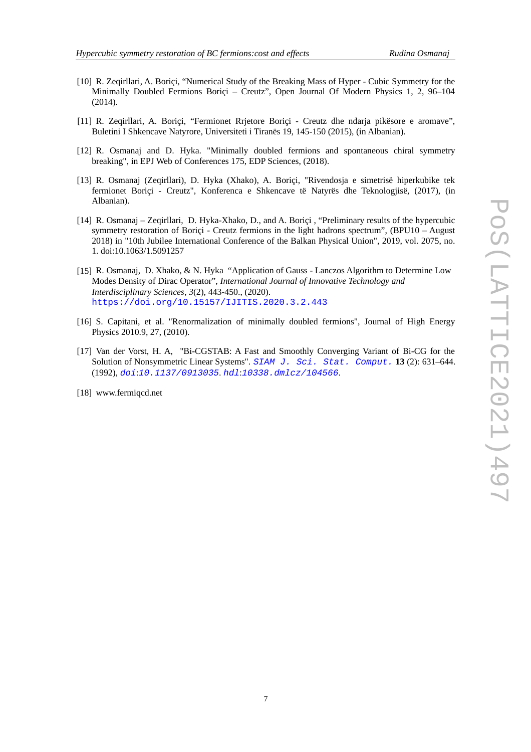[10] R. Zeqirllari, A. Boriçi, "Numerical Study of the Breaking Mass of Hyper - Cubic Symmetry for the Minimally Doubled Fermions Boriçi – Creutz", Open Journal Of Modern Physics 1, 2, 96–104 (2014).

[11] R. Zeqirllari, A. Boriçi, "Fermionet Rrjetore Boriçi - Creutz dhe ndarja pikësore e aromave", Buletini I Shkencave Natyrore, Universiteti i Tiranës 19, 145-150 (2015), (in Albanian).

[12] R. Osmanaj and D. Hyka. "Minimally doubled fermions and spontaneous chiral symmetry breaking", in EPJ Web of Conferences 175, EDP Sciences, (2018).

[13] R. Osmanaj (Zeqirllari), D. Hyka (Xhako), A. Boriçi, "Rivendosja e simetrisë hiperkubike tek fermionet Boriçi - Creutz", Konferenca e Shkencave të Natyrës dhe Teknologjisë, (2017), (in Albanian).

[14] R. Osmanaj – Zeqirllari, D. Hyka-Xhako, D., and A. Boriçi , "Preliminary results of the hypercubic symmetry restoration of Boriçi - Creutz fermions in the light hadrons spectrum", (BPU10 – August 2018) in "10th Jubilee International Conference of the Balkan Physical Union", 2019, vol. 2075, no. 1. doi:10.1063/1.5091257

[15] R. Osmanaj, D. Xhako, & N. Hyka "Application of Gauss - Lanczos Algorithm to Determine Low Modes Density of Dirac Operator", *International Journal of Innovative Technology and Interdisciplinary Sciences*, *3*(2), 443-450., (2020). https://doi.org/10.15157/IJITIS.2020.3.2.443

[16] S. Capitani, et al. "Renormalization of minimally doubled fermions", Journal of High Energy Physics 2010.9, 27, (2010).

[17] Van der Vorst, H. A, "Bi-CGSTAB: A Fast and Smoothly Converging Variant of Bi-CG for the Solution of Nonsymmetric Linear Systems". *SIAM J. Sci. Stat. Comput.* **13** (2): 631–644. (1992), *doi*:*10.1137/0913035*. *hdl*:*10338.dmlcz/104566*.

[18] www.fermiqcd.net